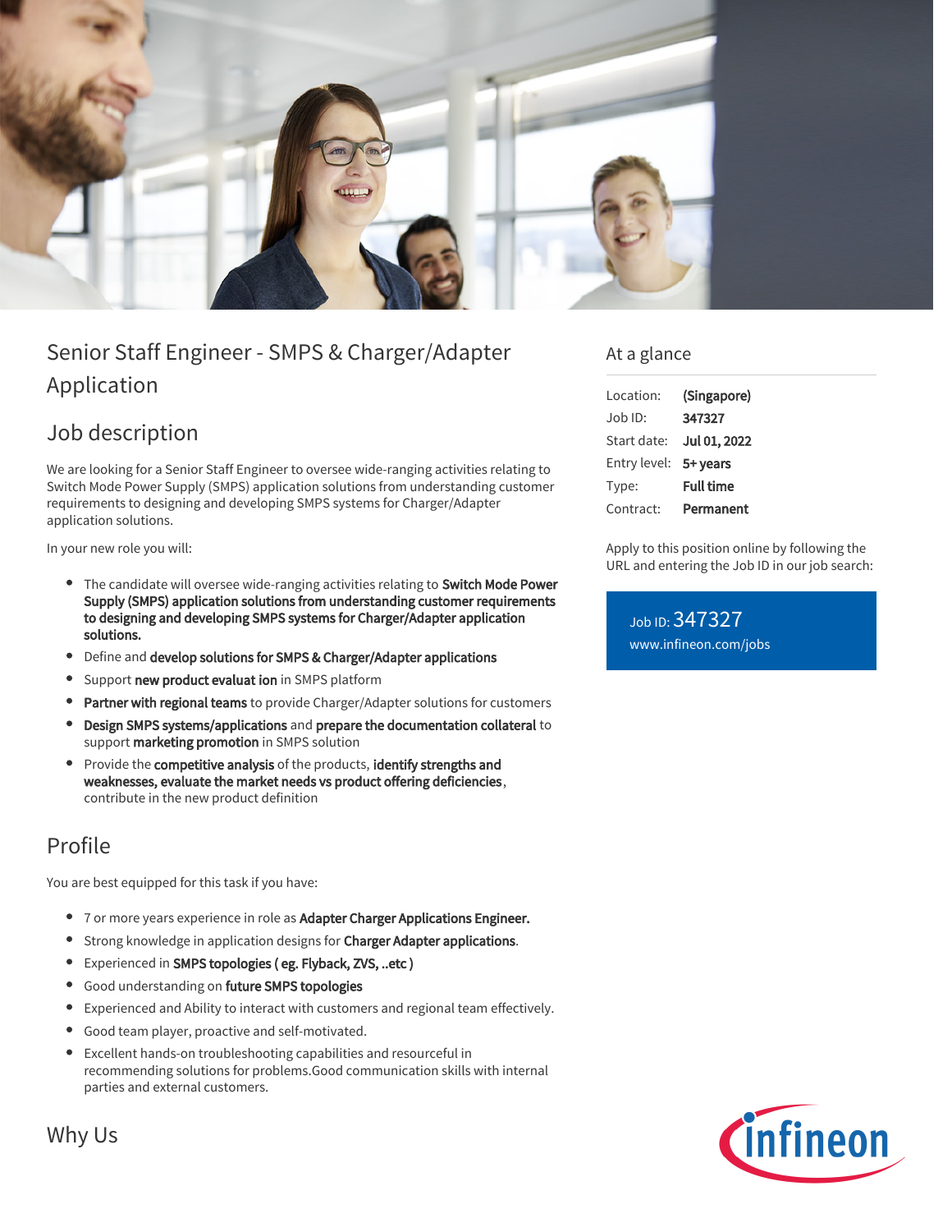# Senior Staff Engineer - SMPS & Charger/Adapter Application

## Job description

We are looking for a Senior Staff Engineer to oversee wide-ranging activities relating to Switch Mode Power Supply (SMPS) application solutions from understanding customer requirements to designing and developing SMPS systems for Charger/Adapter application solutions.

In your new role you will:

- The candidate will oversee wide-ranging activities relating to **Switch Mode Power Supply (SMPS) application solutions from understanding customer requirements to designing and developing SMPS systems for Charger/Adapter application solutions.**
- Define and **develop solutions for SMPS & Charger/Adapter applications**
- Support **new product evaluat ion** in SMPS platform
- **Partner with regional teams** to provide Charger/Adapter solutions for customers
- **Design SMPS systems/applications** and **prepare the documentation collateral** to support **marketing promotion** in SMPS solution
- Provide the **competitive analysis** of the products, **identify strengths and weaknesses, evaluate the market needs vs product offering deficiencies**, contribute in the new product definition

## Profile

You are best equipped for this task if you have:

- 7 or more years experience in role as **Adapter Charger Applications Engineer.**
- Strong knowledge in application designs for **Charger Adapter applications**.
- Experienced in **SMPS topologies ( eg. Flyback, ZVS, ..etc )**
- Good understanding on **future SMPS topologies**
- Experienced and Ability to interact with customers and regional team effectively.
- Good team player, proactive and self-motivated.
- Excellent hands-on troubleshooting capabilities and resourceful in recommending solutions for problems.Good communication skills with internal parties and external customers.

## Why Us

## At a glance

| | |
|---|---|
| Location: | **(Singapore)** |
| Job ID: | **347327** |
| Start date: | **Jul 01, 2022** |
| Entry level: | **5+ years** |
| Type: | **Full time** |
| Contract: | **Permanent** |

Apply to this position online by following the URL and entering the Job ID in our job search:

Job ID: 347327
www.infineon.com/jobs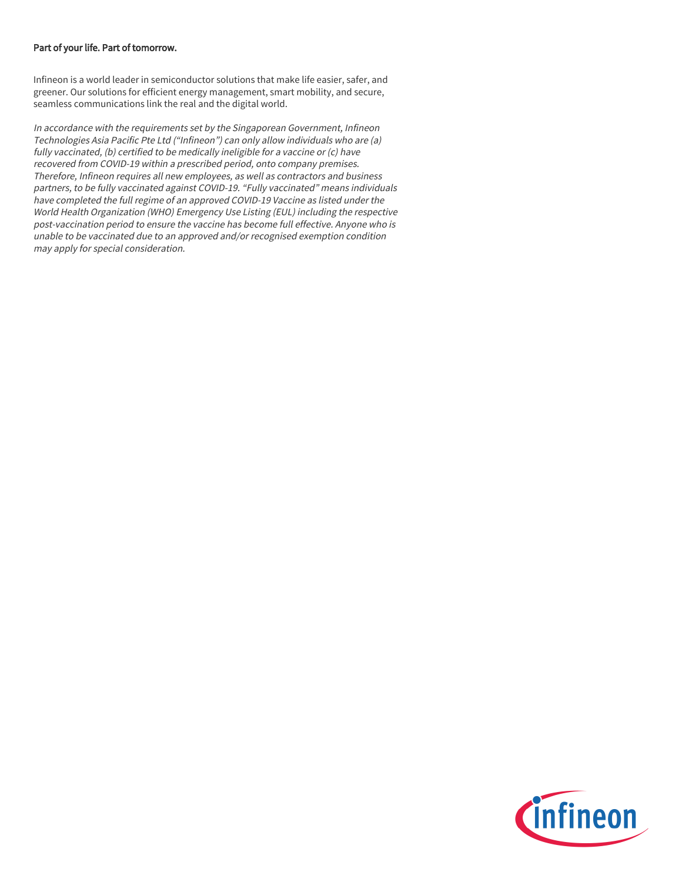**Part of your life. Part of tomorrow.**

Infineon is a world leader in semiconductor solutions that make life easier, safer, and greener. Our solutions for efficient energy management, smart mobility, and secure, seamless communications link the real and the digital world.

*In accordance with the requirements set by the Singaporean Government, Infineon Technologies Asia Pacific Pte Ltd ("Infineon") can only allow individuals who are (a) fully vaccinated, (b) certified to be medically ineligible for a vaccine or (c) have recovered from COVID-19 within a prescribed period, onto company premises. Therefore, Infineon requires all new employees, as well as contractors and business partners, to be fully vaccinated against COVID-19. "Fully vaccinated" means individuals have completed the full regime of an approved COVID-19 Vaccine as listed under the World Health Organization (WHO) Emergency Use Listing (EUL) including the respective post-vaccination period to ensure the vaccine has become full effective. Anyone who is unable to be vaccinated due to an approved and/or recognised exemption condition may apply for special consideration.*